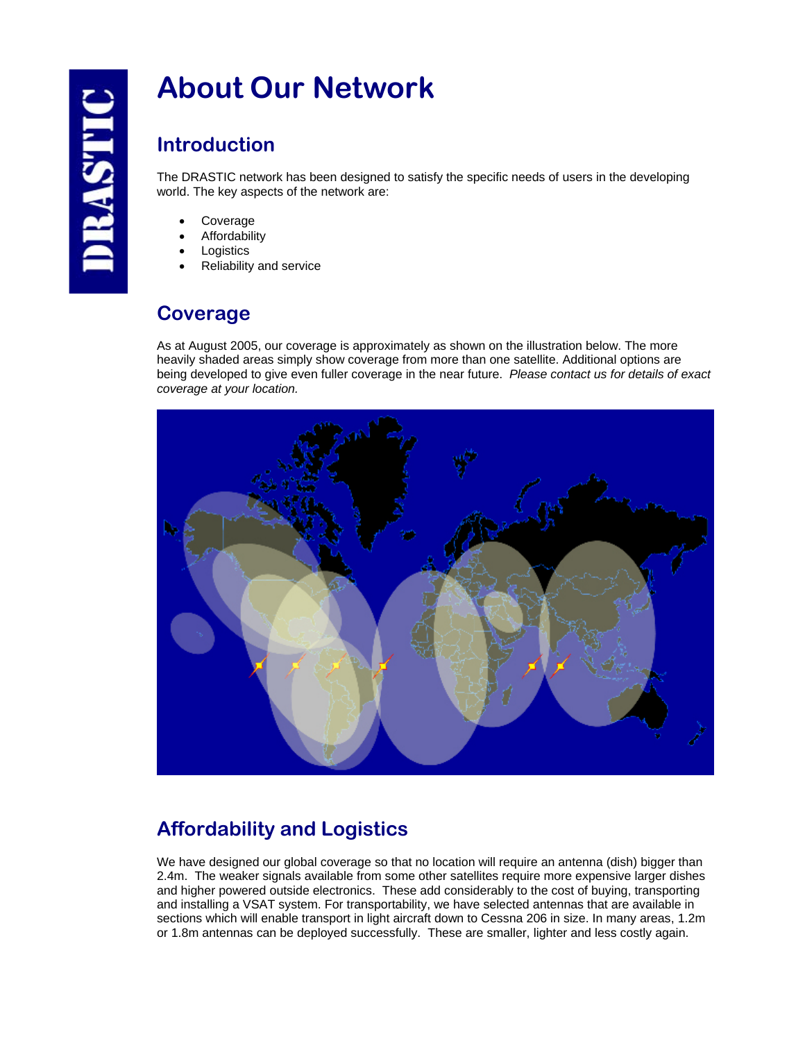DRASTIC

# About Our Network

## Introduction

The DRASTIC network has been designed to satisfy the specific needs of users in the developing world. The key aspects of the network are:

- Coverage
- Affordability
- Logistics
- Reliability and service

## Coverage

As at August 2005, our coverage is approximately as shown on the illustration below. The more heavily shaded areas simply show coverage from more than one satellite. Additional options are being developed to give even fuller coverage in the near future. *Please contact us for details of exact coverage at your location.*

## Affordability and Logistics

We have designed our global coverage so that no location will require an antenna (dish) bigger than 2.4m. The weaker signals available from some other satellites require more expensive larger dishes and higher powered outside electronics. These add considerably to the cost of buying, transporting and installing a VSAT system. For transportability, we have selected antennas that are available in sections which will enable transport in light aircraft down to Cessna 206 in size. In many areas, 1.2m or 1.8m antennas can be deployed successfully. These are smaller, lighter and less costly again.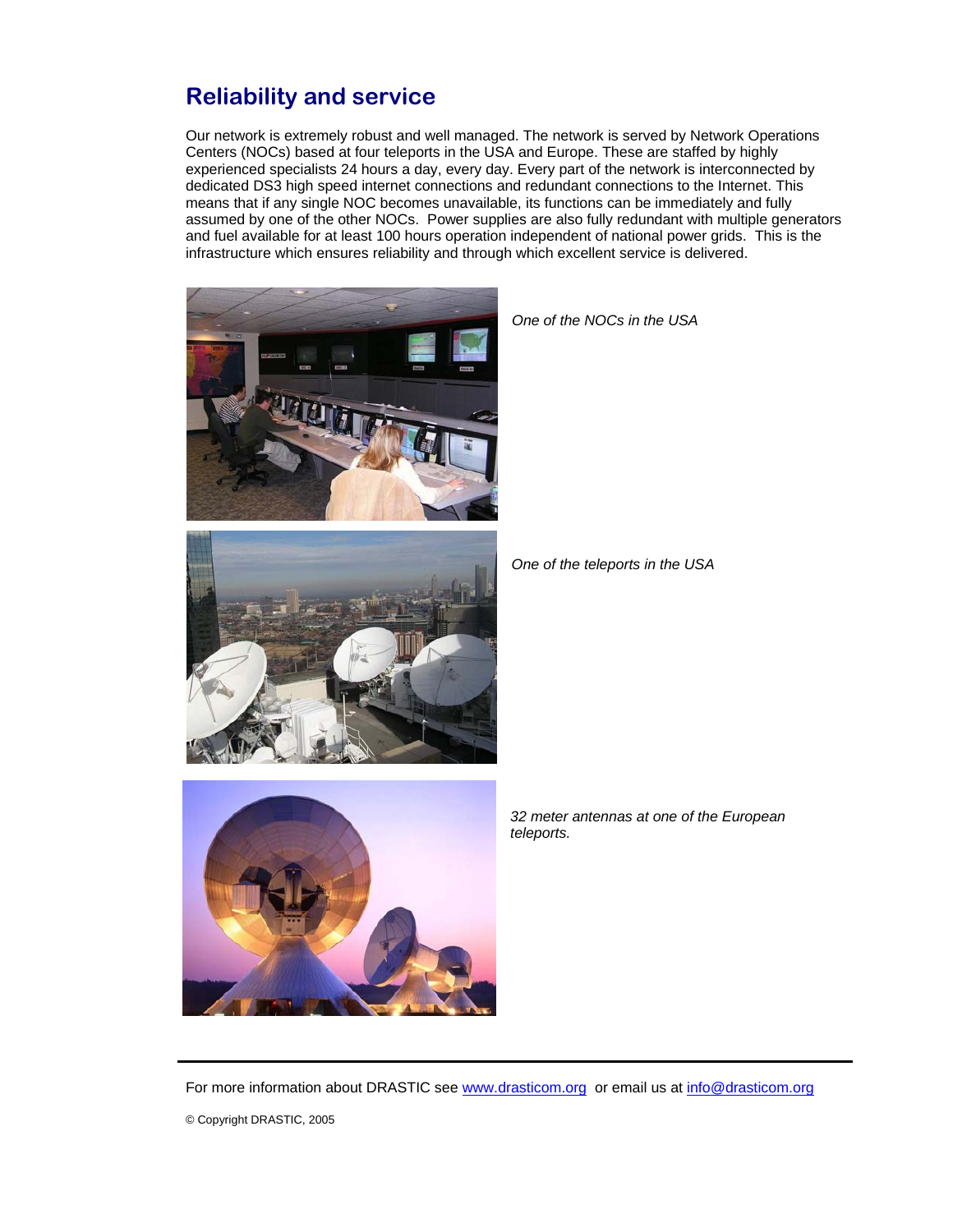## Reliability and service

Our network is extremely robust and well managed. The network is served by Network Operations Centers (NOCs) based at four teleports in the USA and Europe. These are staffed by highly experienced specialists 24 hours a day, every day. Every part of the network is interconnected by dedicated DS3 high speed internet connections and redundant connections to the Internet. This means that if any single NOC becomes unavailable, its functions can be immediately and fully assumed by one of the other NOCs. Power supplies are also fully redundant with multiple generators and fuel available for at least 100 hours operation independent of national power grids. This is the infrastructure which ensures reliability and through which excellent service is delivered.

*One of the NOCs in the USA*

*One of the teleports in the USA*

*32 meter antennas at one of the European teleports.*

---

For more information about DRASTIC see www.drasticom.org or email us at info@drasticom.org

© Copyright DRASTIC, 2005